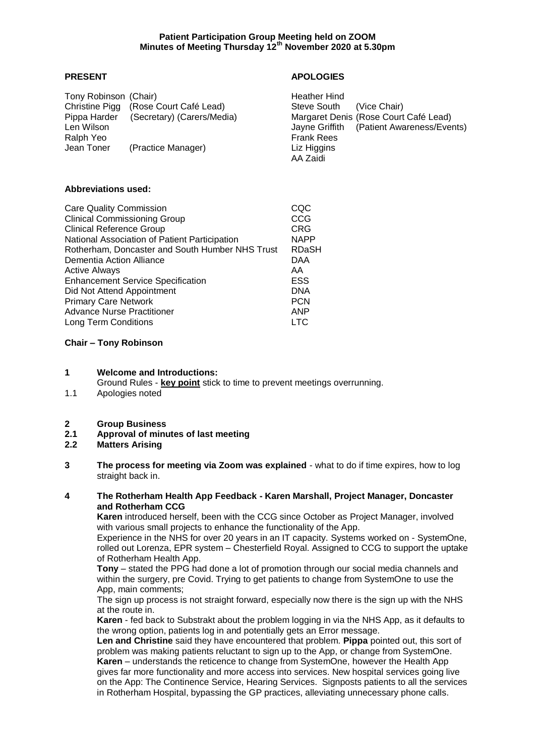**Patient Participation Group Meeting held on ZOOM**
**Minutes of Meeting Thursday 12th November 2020 at 5.30pm**

| **PRESENT** | | **APOLOGIES** | |
|---|---|---|---|
| Tony Robinson | (Chair) | Heather Hind | |
| Christine Pigg | (Rose Court Café Lead) | Steve South | (Vice Chair) |
| Pippa Harder | (Secretary) (Carers/Media) | Margaret Denis | (Rose Court Café Lead) |
| Len Wilson | | Jayne Griffith | (Patient Awareness/Events) |
| Ralph Yeo | | Frank Rees | |
| Jean Toner | (Practice Manager) | Liz Higgins | |
| | | AA Zaidi | |

**Abbreviations used:**

| | |
|---|---|
| Care Quality Commission | CQC |
| Clinical Commissioning Group | CCG |
| Clinical Reference Group | CRG |
| National Association of Patient Participation | NAPP |
| Rotherham, Doncaster and South Humber NHS Trust | RDaSH |
| Dementia Action Alliance | DAA |
| Active Always | AA |
| Enhancement Service Specification | ESS |
| Did Not Attend Appointment | DNA |
| Primary Care Network | PCN |
| Advance Nurse Practitioner | ANP |
| Long Term Conditions | LTC |

**Chair – Tony Robinson**

**1 Welcome and Introductions:**
Ground Rules - **key point** stick to time to prevent meetings overrunning.

1.1 Apologies noted

**2 Group Business**

**2.1 Approval of minutes of last meeting**

**2.2 Matters Arising**

**3 The process for meeting via Zoom was explained** - what to do if time expires, how to log straight back in.

**4 The Rotherham Health App Feedback - Karen Marshall, Project Manager, Doncaster and Rotherham CCG**

**Karen** introduced herself, been with the CCG since October as Project Manager, involved with various small projects to enhance the functionality of the App.

Experience in the NHS for over 20 years in an IT capacity. Systems worked on - SystemOne, rolled out Lorenza, EPR system – Chesterfield Royal. Assigned to CCG to support the uptake of Rotherham Health App.

**Tony** – stated the PPG had done a lot of promotion through our social media channels and within the surgery, pre Covid. Trying to get patients to change from SystemOne to use the App, main comments;

The sign up process is not straight forward, especially now there is the sign up with the NHS at the route in.

**Karen** - fed back to Substrakt about the problem logging in via the NHS App, as it defaults to the wrong option, patients log in and potentially gets an Error message.

**Len and Christine** said they have encountered that problem. **Pippa** pointed out, this sort of problem was making patients reluctant to sign up to the App, or change from SystemOne.

**Karen** – understands the reticence to change from SystemOne, however the Health App gives far more functionality and more access into services. New hospital services going live on the App: The Continence Service, Hearing Services. Signposts patients to all the services in Rotherham Hospital, bypassing the GP practices, alleviating unnecessary phone calls.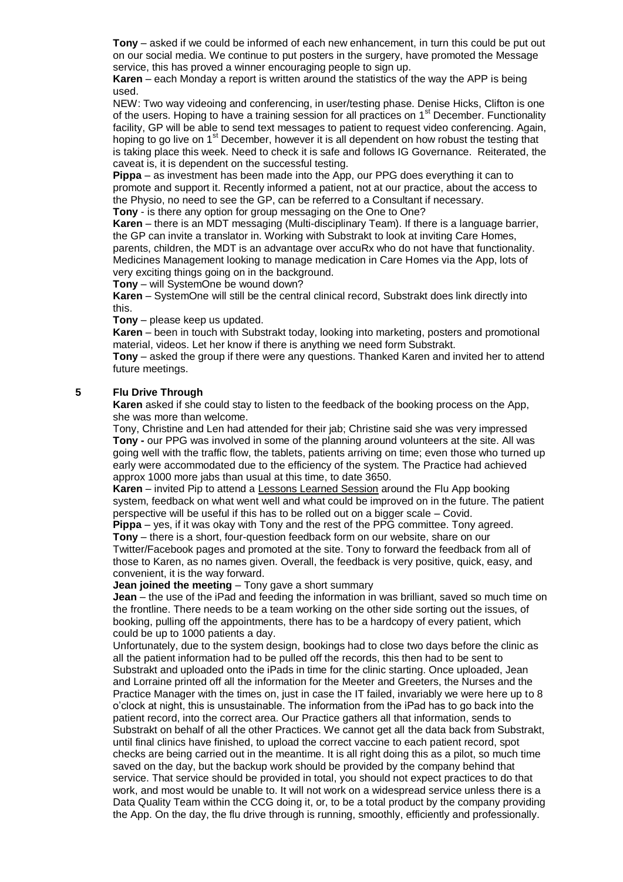**Tony** – asked if we could be informed of each new enhancement, in turn this could be put out on our social media. We continue to put posters in the surgery, have promoted the Message service, this has proved a winner encouraging people to sign up.

**Karen** – each Monday a report is written around the statistics of the way the APP is being used.

NEW: Two way videoing and conferencing, in user/testing phase. Denise Hicks, Clifton is one of the users. Hoping to have a training session for all practices on 1st December. Functionality facility, GP will be able to send text messages to patient to request video conferencing. Again, hoping to go live on 1st December, however it is all dependent on how robust the testing that is taking place this week. Need to check it is safe and follows IG Governance. Reiterated, the caveat is, it is dependent on the successful testing.

**Pippa** – as investment has been made into the App, our PPG does everything it can to promote and support it. Recently informed a patient, not at our practice, about the access to the Physio, no need to see the GP, can be referred to a Consultant if necessary.

**Tony** - is there any option for group messaging on the One to One?

**Karen** – there is an MDT messaging (Multi-disciplinary Team). If there is a language barrier, the GP can invite a translator in. Working with Substrakt to look at inviting Care Homes, parents, children, the MDT is an advantage over accuRx who do not have that functionality. Medicines Management looking to manage medication in Care Homes via the App, lots of very exciting things going on in the background.

**Tony** – will SystemOne be wound down?

**Karen** – SystemOne will still be the central clinical record, Substrakt does link directly into this.

**Tony** – please keep us updated.

**Karen** – been in touch with Substrakt today, looking into marketing, posters and promotional material, videos. Let her know if there is anything we need form Substrakt.

**Tony** – asked the group if there were any questions. Thanked Karen and invited her to attend future meetings.

**5 Flu Drive Through**

**Karen** asked if she could stay to listen to the feedback of the booking process on the App, she was more than welcome.

Tony, Christine and Len had attended for their jab; Christine said she was very impressed

**Tony -** our PPG was involved in some of the planning around volunteers at the site. All was going well with the traffic flow, the tablets, patients arriving on time; even those who turned up early were accommodated due to the efficiency of the system. The Practice had achieved approx 1000 more jabs than usual at this time, to date 3650.

**Karen** – invited Pip to attend a Lessons Learned Session around the Flu App booking system, feedback on what went well and what could be improved on in the future. The patient perspective will be useful if this has to be rolled out on a bigger scale – Covid.

**Pippa** – yes, if it was okay with Tony and the rest of the PPG committee. Tony agreed.

**Tony** – there is a short, four-question feedback form on our website, share on our Twitter/Facebook pages and promoted at the site. Tony to forward the feedback from all of those to Karen, as no names given. Overall, the feedback is very positive, quick, easy, and convenient, it is the way forward.

**Jean joined the meeting** – Tony gave a short summary

**Jean** – the use of the iPad and feeding the information in was brilliant, saved so much time on the frontline. There needs to be a team working on the other side sorting out the issues, of booking, pulling off the appointments, there has to be a hardcopy of every patient, which could be up to 1000 patients a day.

Unfortunately, due to the system design, bookings had to close two days before the clinic as all the patient information had to be pulled off the records, this then had to be sent to Substrakt and uploaded onto the iPads in time for the clinic starting. Once uploaded, Jean and Lorraine printed off all the information for the Meeter and Greeters, the Nurses and the Practice Manager with the times on, just in case the IT failed, invariably we were here up to 8 o'clock at night, this is unsustainable. The information from the iPad has to go back into the patient record, into the correct area. Our Practice gathers all that information, sends to Substrakt on behalf of all the other Practices. We cannot get all the data back from Substrakt, until final clinics have finished, to upload the correct vaccine to each patient record, spot checks are being carried out in the meantime. It is all right doing this as a pilot, so much time saved on the day, but the backup work should be provided by the company behind that service. That service should be provided in total, you should not expect practices to do that work, and most would be unable to. It will not work on a widespread service unless there is a Data Quality Team within the CCG doing it, or, to be a total product by the company providing the App. On the day, the flu drive through is running, smoothly, efficiently and professionally.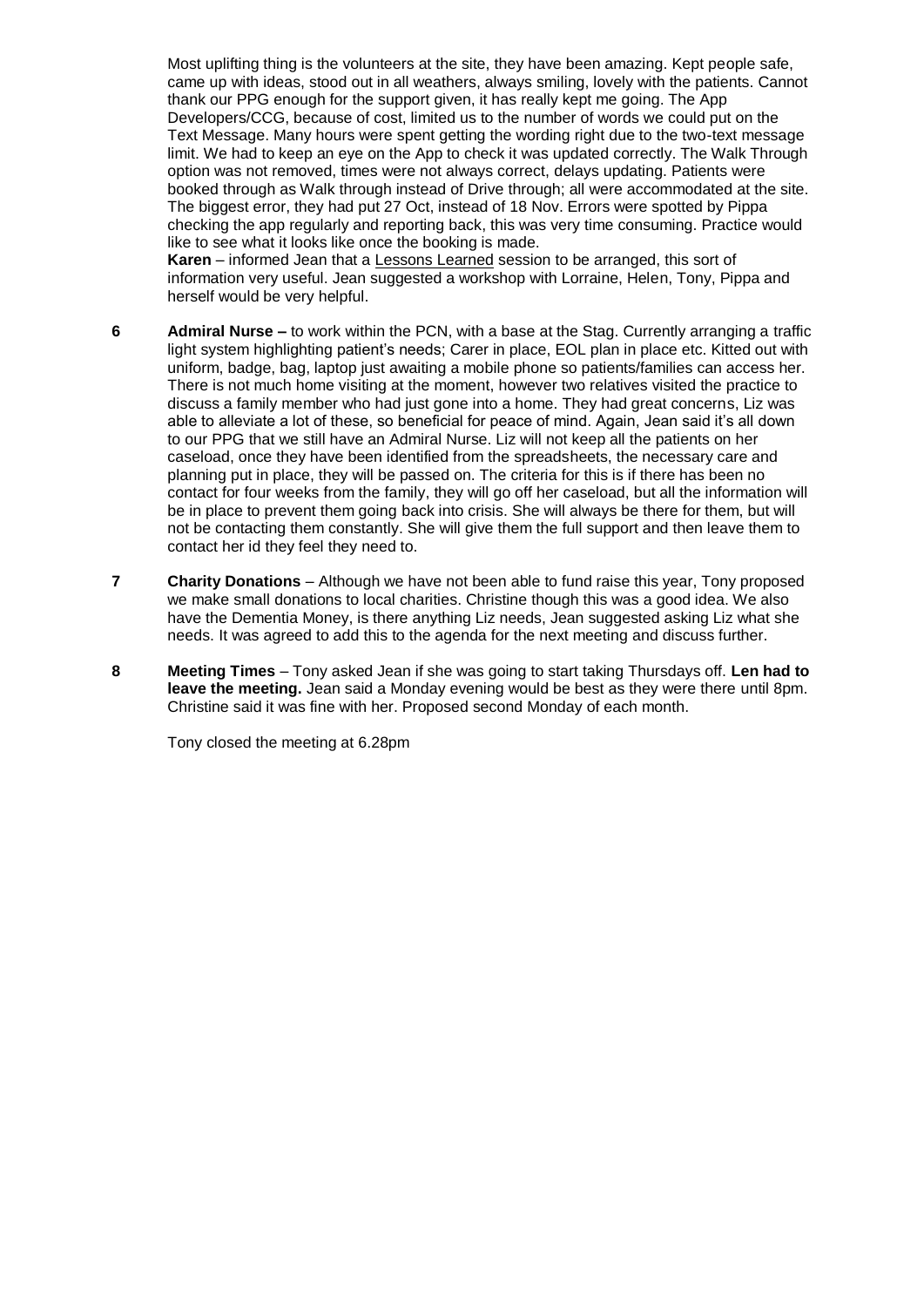Most uplifting thing is the volunteers at the site, they have been amazing. Kept people safe, came up with ideas, stood out in all weathers, always smiling, lovely with the patients. Cannot thank our PPG enough for the support given, it has really kept me going. The App Developers/CCG, because of cost, limited us to the number of words we could put on the Text Message. Many hours were spent getting the wording right due to the two-text message limit. We had to keep an eye on the App to check it was updated correctly. The Walk Through option was not removed, times were not always correct, delays updating. Patients were booked through as Walk through instead of Drive through; all were accommodated at the site. The biggest error, they had put 27 Oct, instead of 18 Nov. Errors were spotted by Pippa checking the app regularly and reporting back, this was very time consuming. Practice would like to see what it looks like once the booking is made.

**Karen** – informed Jean that a Lessons Learned session to be arranged, this sort of information very useful. Jean suggested a workshop with Lorraine, Helen, Tony, Pippa and herself would be very helpful.

**6** **Admiral Nurse –** to work within the PCN, with a base at the Stag. Currently arranging a traffic light system highlighting patient's needs; Carer in place, EOL plan in place etc. Kitted out with uniform, badge, bag, laptop just awaiting a mobile phone so patients/families can access her. There is not much home visiting at the moment, however two relatives visited the practice to discuss a family member who had just gone into a home. They had great concerns, Liz was able to alleviate a lot of these, so beneficial for peace of mind. Again, Jean said it's all down to our PPG that we still have an Admiral Nurse. Liz will not keep all the patients on her caseload, once they have been identified from the spreadsheets, the necessary care and planning put in place, they will be passed on. The criteria for this is if there has been no contact for four weeks from the family, they will go off her caseload, but all the information will be in place to prevent them going back into crisis. She will always be there for them, but will not be contacting them constantly. She will give them the full support and then leave them to contact her id they feel they need to.

**7** **Charity Donations** – Although we have not been able to fund raise this year, Tony proposed we make small donations to local charities. Christine though this was a good idea. We also have the Dementia Money, is there anything Liz needs, Jean suggested asking Liz what she needs. It was agreed to add this to the agenda for the next meeting and discuss further.

**8** **Meeting Times** – Tony asked Jean if she was going to start taking Thursdays off. **Len had to leave the meeting.** Jean said a Monday evening would be best as they were there until 8pm. Christine said it was fine with her. Proposed second Monday of each month.

Tony closed the meeting at 6.28pm